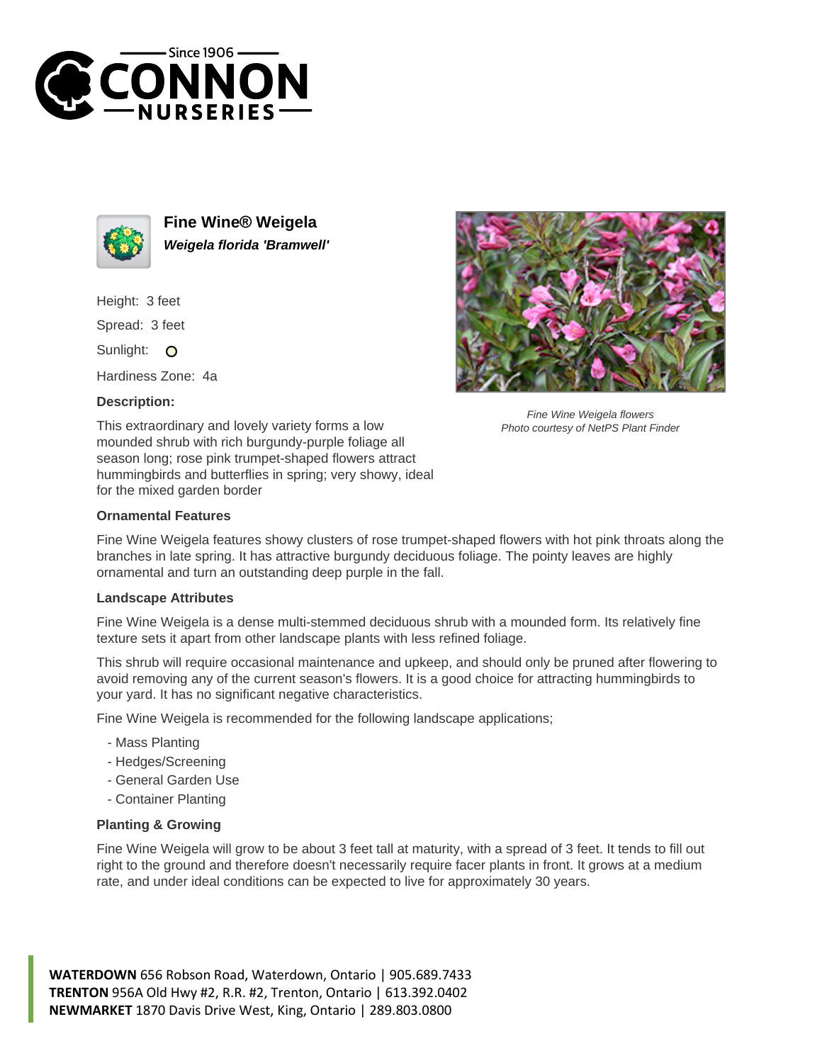# Fine Wine® Weigela

***Weigela florida 'Bramwell'***

Height: 3 feet

Spread: 3 feet

Sunlight: O

Hardiness Zone: 4a

**Description:**

This extraordinary and lovely variety forms a low mounded shrub with rich burgundy-purple foliage all season long; rose pink trumpet-shaped flowers attract hummingbirds and butterflies in spring; very showy, ideal for the mixed garden border

*Fine Wine Weigela flowers*
*Photo courtesy of NetPS Plant Finder*

### Ornamental Features

Fine Wine Weigela features showy clusters of rose trumpet-shaped flowers with hot pink throats along the branches in late spring. It has attractive burgundy deciduous foliage. The pointy leaves are highly ornamental and turn an outstanding deep purple in the fall.

### Landscape Attributes

Fine Wine Weigela is a dense multi-stemmed deciduous shrub with a mounded form. Its relatively fine texture sets it apart from other landscape plants with less refined foliage.

This shrub will require occasional maintenance and upkeep, and should only be pruned after flowering to avoid removing any of the current season's flowers. It is a good choice for attracting hummingbirds to your yard. It has no significant negative characteristics.

Fine Wine Weigela is recommended for the following landscape applications;

- Mass Planting
- Hedges/Screening
- General Garden Use
- Container Planting

### Planting & Growing

Fine Wine Weigela will grow to be about 3 feet tall at maturity, with a spread of 3 feet. It tends to fill out right to the ground and therefore doesn't necessarily require facer plants in front. It grows at a medium rate, and under ideal conditions can be expected to live for approximately 30 years.

**WATERDOWN** 656 Robson Road, Waterdown, Ontario | 905.689.7433
**TRENTON** 956A Old Hwy #2, R.R. #2, Trenton, Ontario | 613.392.0402
**NEWMARKET** 1870 Davis Drive West, King, Ontario | 289.803.0800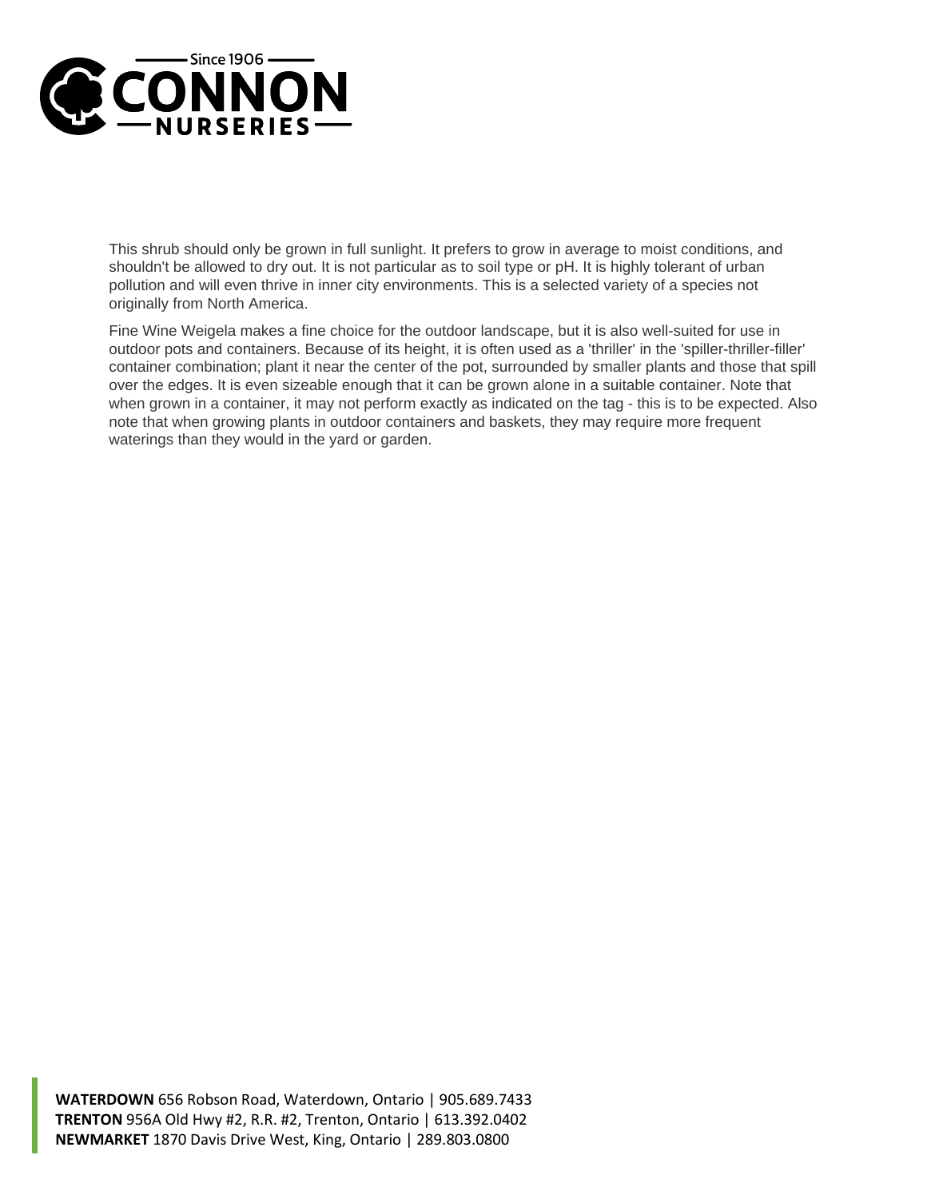This shrub should only be grown in full sunlight. It prefers to grow in average to moist conditions, and shouldn't be allowed to dry out. It is not particular as to soil type or pH. It is highly tolerant of urban pollution and will even thrive in inner city environments. This is a selected variety of a species not originally from North America.

Fine Wine Weigela makes a fine choice for the outdoor landscape, but it is also well-suited for use in outdoor pots and containers. Because of its height, it is often used as a 'thriller' in the 'spiller-thriller-filler' container combination; plant it near the center of the pot, surrounded by smaller plants and those that spill over the edges. It is even sizeable enough that it can be grown alone in a suitable container. Note that when grown in a container, it may not perform exactly as indicated on the tag - this is to be expected. Also note that when growing plants in outdoor containers and baskets, they may require more frequent waterings than they would in the yard or garden.